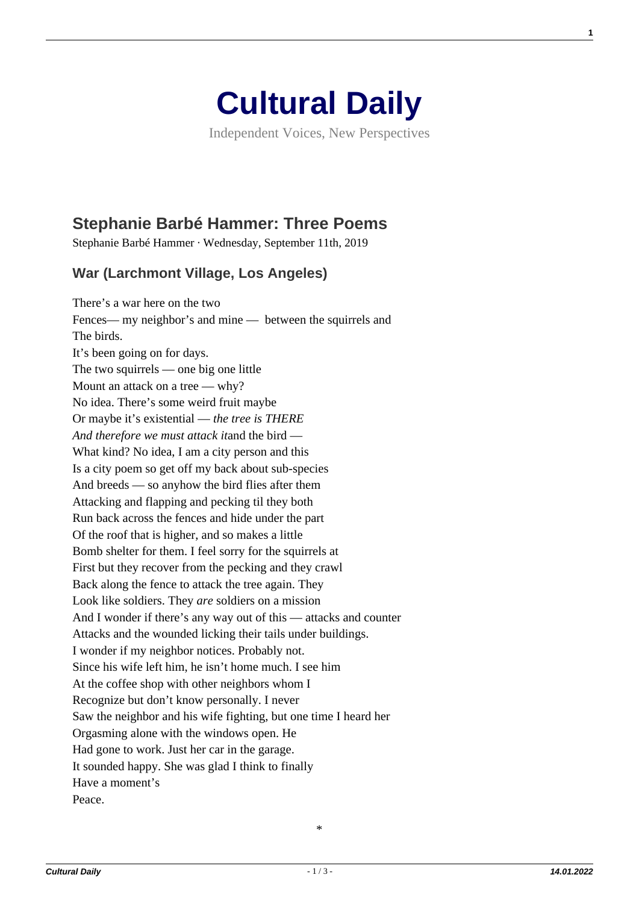# Cultural Daily

Independent Voices, New Perspectives

## Stephanie Barbé Hammer: Three Poems

Stephanie Barbé Hammer · Wednesday, September 11th, 2019

### War (Larchmont Village, Los Angeles)

There's a war here on the two  
Fences— my neighbor's and mine — between the squirrels and  
The birds.  
It's been going on for days.  
The two squirrels — one big one little  
Mount an attack on a tree — why?  
No idea. There's some weird fruit maybe  
Or maybe it's existential — *the tree is THERE*  
*And therefore we must attack it*and the bird —  
What kind? No idea, I am a city person and this  
Is a city poem so get off my back about sub-species  
And breeds — so anyhow the bird flies after them  
Attacking and flapping and pecking til they both  
Run back across the fences and hide under the part  
Of the roof that is higher, and so makes a little  
Bomb shelter for them. I feel sorry for the squirrels at  
First but they recover from the pecking and they crawl  
Back along the fence to attack the tree again. They  
Look like soldiers. They *are* soldiers on a mission  
And I wonder if there's any way out of this — attacks and counter  
Attacks and the wounded licking their tails under buildings.  
I wonder if my neighbor notices. Probably not.  
Since his wife left him, he isn't home much. I see him  
At the coffee shop with other neighbors whom I  
Recognize but don't know personally. I never  
Saw the neighbor and his wife fighting, but one time I heard her  
Orgasming alone with the windows open. He  
Had gone to work. Just her car in the garage.  
It sounded happy. She was glad I think to finally  
Have a moment's  
Peace.

*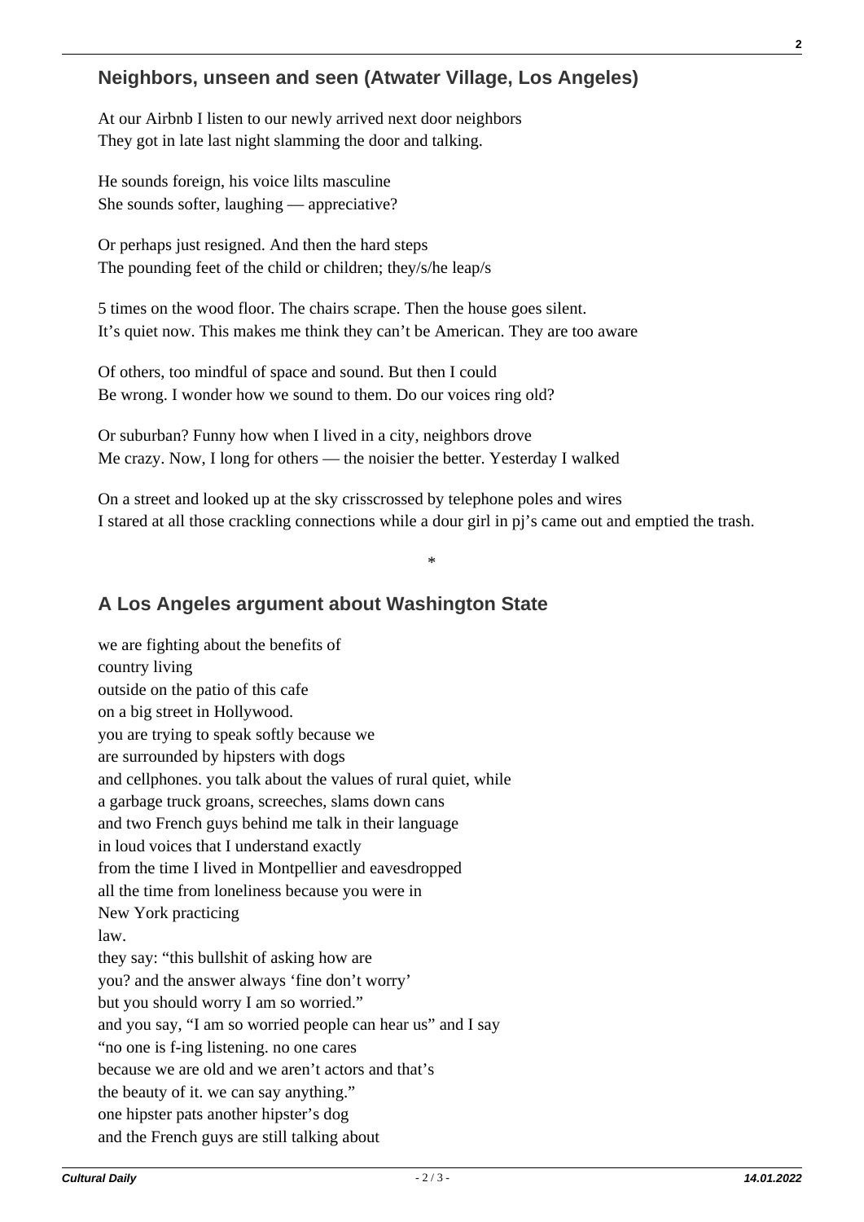## Neighbors, unseen and seen (Atwater Village, Los Angeles)

At our Airbnb I listen to our newly arrived next door neighbors  
They got in late last night slamming the door and talking.

He sounds foreign, his voice lilts masculine  
She sounds softer, laughing — appreciative?

Or perhaps just resigned. And then the hard steps  
The pounding feet of the child or children; they/s/he leap/s

5 times on the wood floor. The chairs scrape. Then the house goes silent.  
It's quiet now. This makes me think they can't be American. They are too aware

Of others, too mindful of space and sound. But then I could  
Be wrong. I wonder how we sound to them. Do our voices ring old?

Or suburban? Funny how when I lived in a city, neighbors drove  
Me crazy. Now, I long for others — the noisier the better. Yesterday I walked

On a street and looked up at the sky crisscrossed by telephone poles and wires  
I stared at all those crackling connections while a dour girl in pj's came out and emptied the trash.

*

## A Los Angeles argument about Washington State

we are fighting about the benefits of  
country living  
outside on the patio of this cafe  
on a big street in Hollywood.  
you are trying to speak softly because we  
are surrounded by hipsters with dogs  
and cellphones. you talk about the values of rural quiet, while  
a garbage truck groans, screeches, slams down cans  
and two French guys behind me talk in their language  
in loud voices that I understand exactly  
from the time I lived in Montpellier and eavesdropped  
all the time from loneliness because you were in  
New York practicing  
law.  
they say: "this bullshit of asking how are  
you? and the answer always 'fine don't worry'  
but you should worry I am so worried."  
and you say, "I am so worried people can hear us" and I say  
"no one is f-ing listening. no one cares  
because we are old and we aren't actors and that's  
the beauty of it. we can say anything."  
one hipster pats another hipster's dog  
and the French guys are still talking about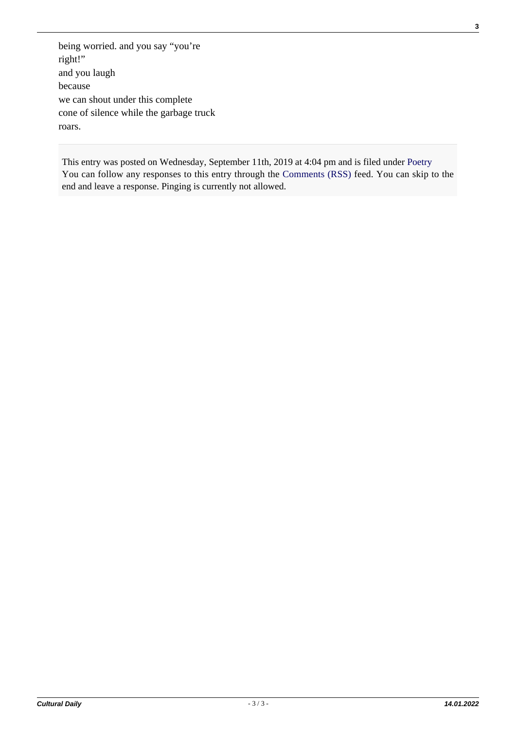being worried. and you say “you’re
right!”
and you laugh
because
we can shout under this complete
cone of silence while the garbage truck
roars.

This entry was posted on Wednesday, September 11th, 2019 at 4:04 pm and is filed under Poetry
You can follow any responses to this entry through the Comments (RSS) feed. You can skip to the end and leave a response. Pinging is currently not allowed.